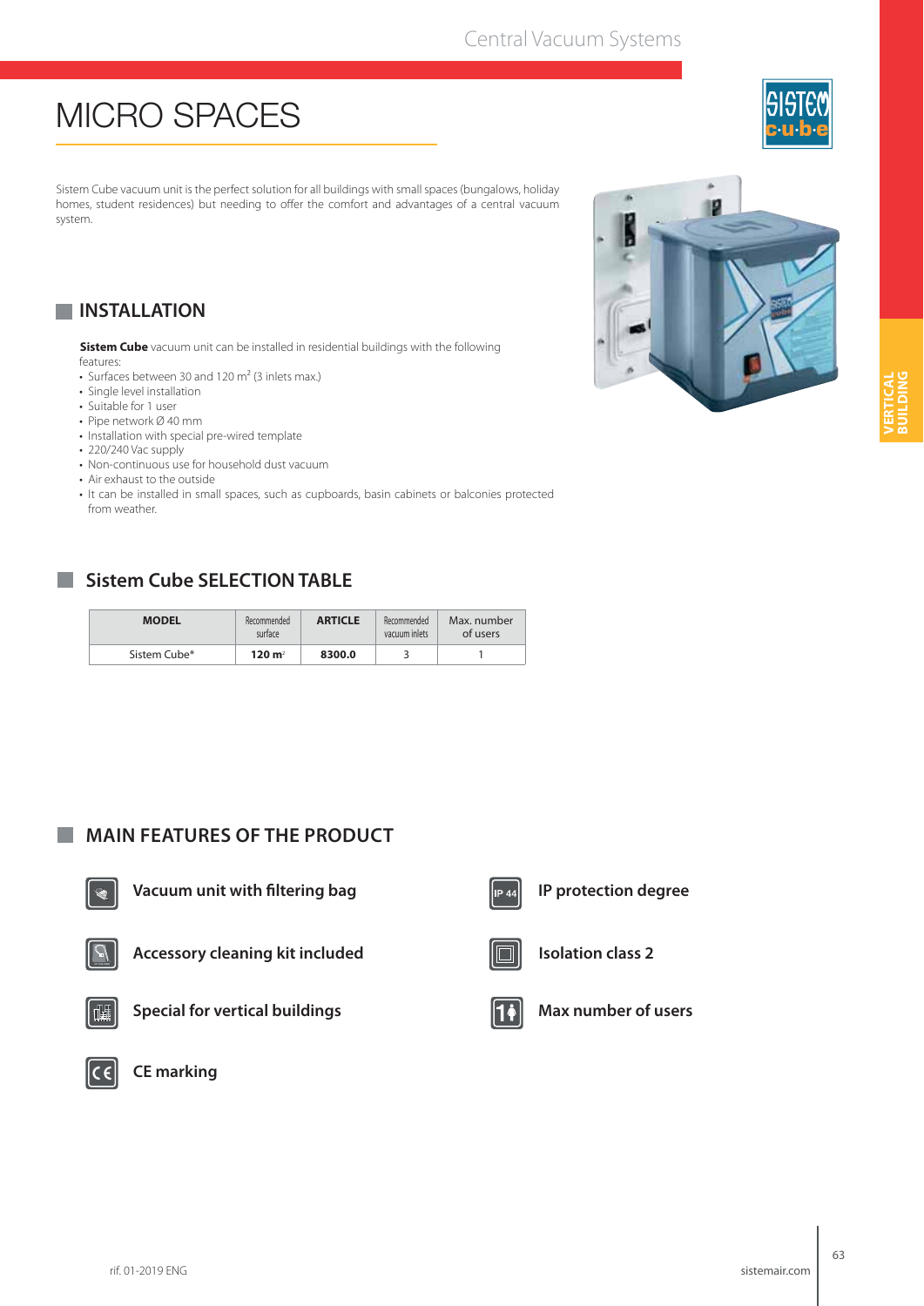# MICRO SPACES

Sistem Cube vacuum unit is the perfect solution for all buildings with small spaces (bungalows, holiday homes, student residences) but needing to offer the comfort and advantages of a central vacuum system.

## INSTALLATION

**Sistem Cube** vacuum unit can be installed in residential buildings with the following features:

- Surfaces between 30 and 120 m² (3 inlets max.)
- Single level installation
- Suitable for 1 user
- Pipe network Ø 40 mm
- Installation with special pre-wired template
- 220/240 Vac supply
- Non-continuous use for household dust vacuum
- Air exhaust to the outside
- It can be installed in small spaces, such as cupboards, basin cabinets or balconies protected from weather.

## Sistem Cube SELECTION TABLE

| MODEL | Recommended surface | ARTICLE | Recommended vacuum inlets | Max. number of users |
|---|---|---|---|---|
| Sistem Cube* | **120 m²** | **8300.0** | 3 | 1 |

## MAIN FEATURES OF THE PRODUCT

- Vacuum unit with filtering bag
- Accessory cleaning kit included
- Special for vertical buildings
- CE marking
- IP protection degree
- Isolation class 2
- Max number of users

rif. 01-2019 ENG

sistemair.com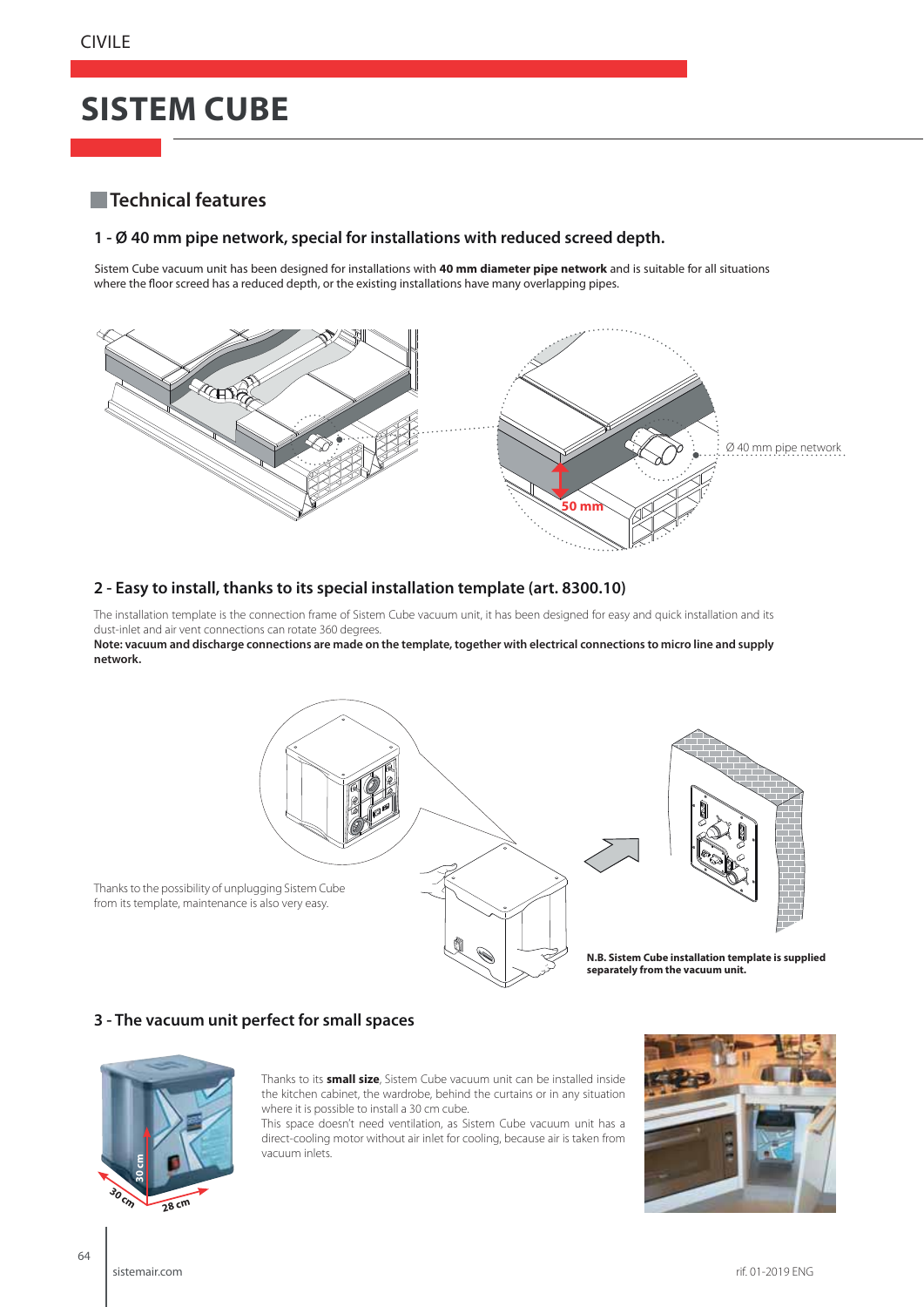CIVILE

# SISTEM CUBE

## Technical features

### 1 - Ø 40 mm pipe network, special for installations with reduced screed depth.

Sistem Cube vacuum unit has been designed for installations with **40 mm diameter pipe network** and is suitable for all situations where the floor screed has a reduced depth, or the existing installations have many overlapping pipes.

Ø 40 mm pipe network

50 mm

### 2 - Easy to install, thanks to its special installation template (art. 8300.10)

The installation template is the connection frame of Sistem Cube vacuum unit, it has been designed for easy and quick installation and its dust-inlet and air vent connections can rotate 360 degrees.

**Note: vacuum and discharge connections are made on the template, together with electrical connections to micro line and supply network.**

Thanks to the possibility of unplugging Sistem Cube from its template, maintenance is also very easy.

**N.B. Sistem Cube installation template is supplied separately from the vacuum unit.**

### 3 - The vacuum unit perfect for small spaces

30 cm

30 cm

28 cm

Thanks to its **small size**, Sistem Cube vacuum unit can be installed inside the kitchen cabinet, the wardrobe, behind the curtains or in any situation where it is possible to install a 30 cm cube.

This space doesn't need ventilation, as Sistem Cube vacuum unit has a direct-cooling motor without air inlet for cooling, because air is taken from vacuum inlets.

sistemair.com

rif. 01-2019 ENG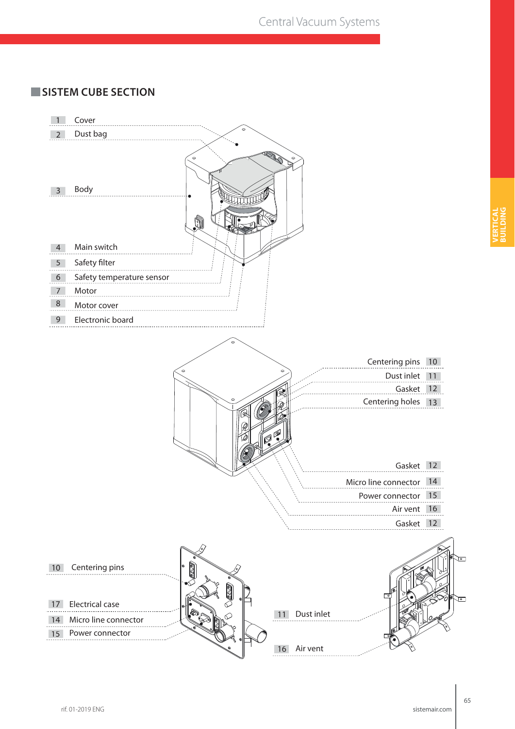## SISTEM CUBE SECTION

1 Cover
2 Dust bag
3 Body
4 Main switch
5 Safety filter
6 Safety temperature sensor
7 Motor
8 Motor cover
9 Electronic board

Centering pins 10
Dust inlet 11
Gasket 12
Centering holes 13
Gasket 12
Micro line connector 14
Power connector 15
Air vent 16
Gasket 12

10 Centering pins
17 Electrical case
14 Micro line connector
15 Power connector

11 Dust inlet
16 Air vent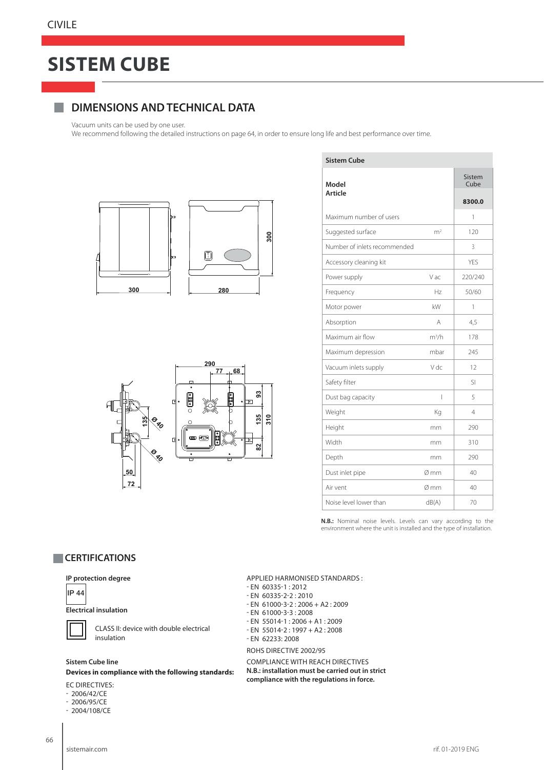CIVILE

# SISTEM CUBE

## DIMENSIONS AND TECHNICAL DATA

Vacuum units can be used by one user.
We recommend following the detailed instructions on page 64, in order to ensure long life and best performance over time.

| Sistem Cube | | |
|---|---|---|
| **Model** | | Sistem Cube |
| **Article** | | **8300.0** |
| Maximum number of users | | 1 |
| Suggested surface | $m^2$ | 120 |
| Number of inlets recommended | | 3 |
| Accessory cleaning kit | | YES |
| Power supply | V ac | 220/240 |
| Frequency | Hz | 50/60 |
| Motor power | kW | 1 |
| Absorption | A | 4,5 |
| Maximum air flow | $m^3/h$ | 178 |
| Maximum depression | mbar | 245 |
| Vacuum inlets supply | V dc | 12 |
| Safety filter | | SI |
| Dust bag capacity | l | 5 |
| Weight | Kg | 4 |
| Height | mm | 290 |
| Width | mm | 310 |
| Depth | mm | 290 |
| Dust inlet pipe | Ø mm | 40 |
| Air vent | Ø mm | 40 |
| Noise level lower than | dB(A) | 70 |

**N.B.:** Nominal noise levels. Levels can vary according to the environment where the unit is installed and the type of installation.

## CERTIFICATIONS

**IP protection degree**

IP 44

**Electrical insulation**

CLASS II: device with double electrical insulation

**Sistem Cube line**
**Devices in compliance with the following standards:**

EC DIRECTIVES:
- 2006/42/CE
- 2006/95/CE
- 2004/108/CE

APPLIED HARMONISED STANDARDS :
- EN 60335-1 : 2012
- EN 60335-2-2 : 2010
- EN 61000-3-2 : 2006 + A2 : 2009
- EN 61000-3-3 : 2008
- EN 55014-1 : 2006 + A1 : 2009
- EN 55014-2 : 1997 + A2 : 2008
- EN 62233: 2008

ROHS DIRECTIVE 2002/95

COMPLIANCE WITH REACH DIRECTIVES
**N.B.: installation must be carried out in strict compliance with the regulations in force.**

sistemair.com

rif. 01-2019 ENG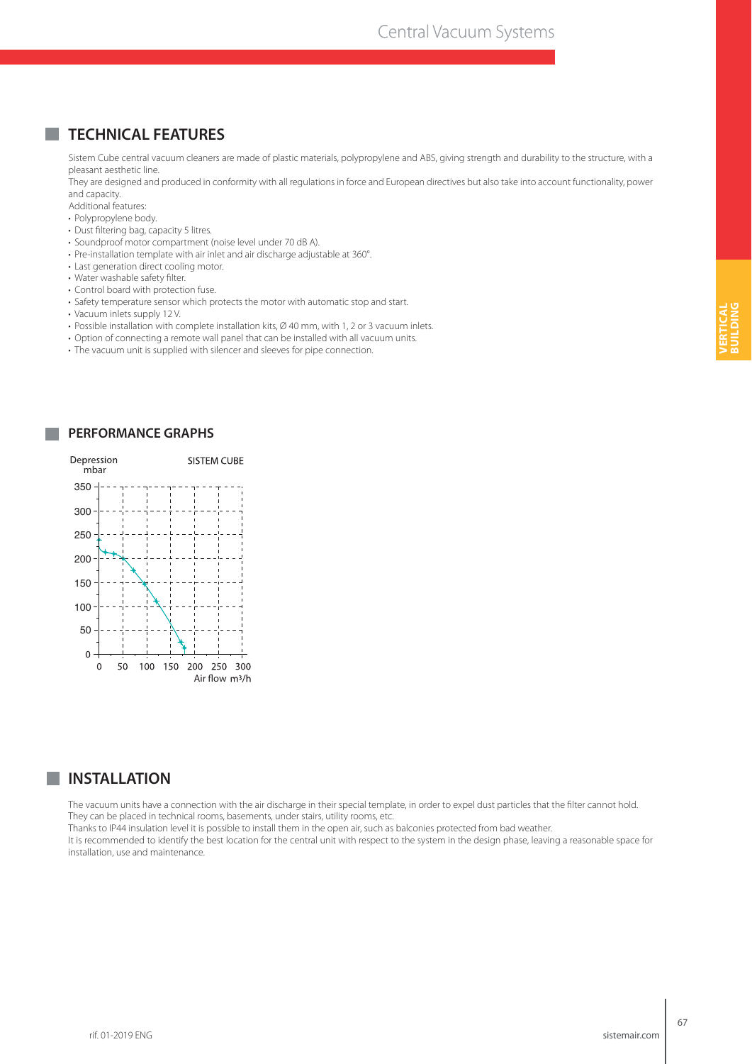## TECHNICAL FEATURES

Sistem Cube central vacuum cleaners are made of plastic materials, polypropylene and ABS, giving strength and durability to the structure, with a pleasant aesthetic line.

They are designed and produced in conformity with all regulations in force and European directives but also take into account functionality, power and capacity.

Additional features:

- Polypropylene body.
- Dust filtering bag, capacity 5 litres.
- Soundproof motor compartment (noise level under 70 dB A).
- Pre-installation template with air inlet and air discharge adjustable at 360°.
- Last generation direct cooling motor.
- Water washable safety filter.
- Control board with protection fuse.
- Safety temperature sensor which protects the motor with automatic stop and start.
- Vacuum inlets supply 12 V.
- Possible installation with complete installation kits, Ø 40 mm, with 1, 2 or 3 vacuum inlets.
- Option of connecting a remote wall panel that can be installed with all vacuum units.
- The vacuum unit is supplied with silencer and sleeves for pipe connection.

## PERFORMANCE GRAPHS

SISTEM CUBE

Depression mbar (0–350) vs. Air flow $m^3/h$ (0–300)

## INSTALLATION

The vacuum units have a connection with the air discharge in their special template, in order to expel dust particles that the filter cannot hold. They can be placed in technical rooms, basements, under stairs, utility rooms, etc.

Thanks to IP44 insulation level it is possible to install them in the open air, such as balconies protected from bad weather.

It is recommended to identify the best location for the central unit with respect to the system in the design phase, leaving a reasonable space for installation, use and maintenance.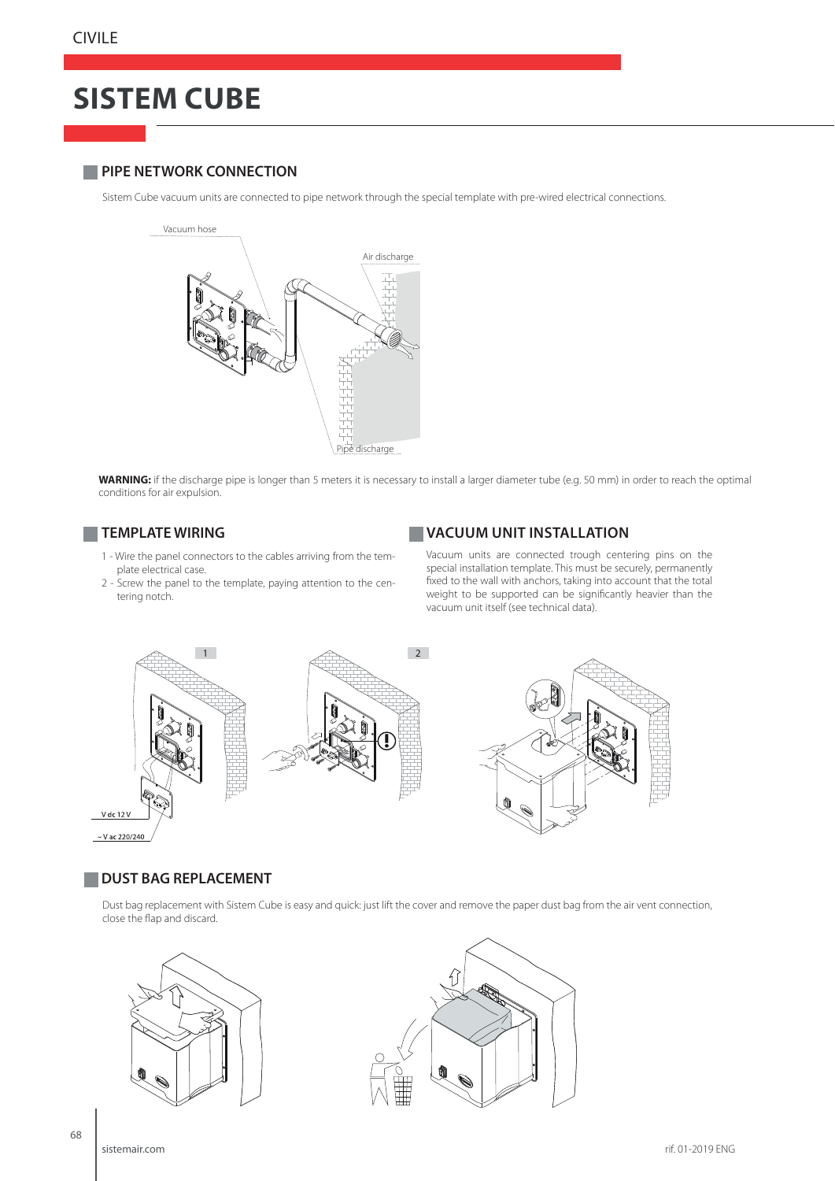# SISTEM CUBE

## PIPE NETWORK CONNECTION

Sistem Cube vacuum units are connected to pipe network through the special template with pre-wired electrical connections.

Vacuum hose

Air discharge

Pipe discharge

**WARNING:** if the discharge pipe is longer than 5 meters it is necessary to install a larger diameter tube (e.g. 50 mm) in order to reach the optimal conditions for air expulsion.

## TEMPLATE WIRING

1 - Wire the panel connectors to the cables arriving from the template electrical case.

2 - Screw the panel to the template, paying attention to the centering notch.

## VACUUM UNIT INSTALLATION

Vacuum units are connected trough centering pins on the special installation template. This must be securely, permanently fixed to the wall with anchors, taking into account that the total weight to be supported can be significantly heavier than the vacuum unit itself (see technical data).

1

2

V dc 12 V

~ V ac 220/240

## DUST BAG REPLACEMENT

Dust bag replacement with Sistem Cube is easy and quick: just lift the cover and remove the paper dust bag from the air vent connection, close the flap and discard.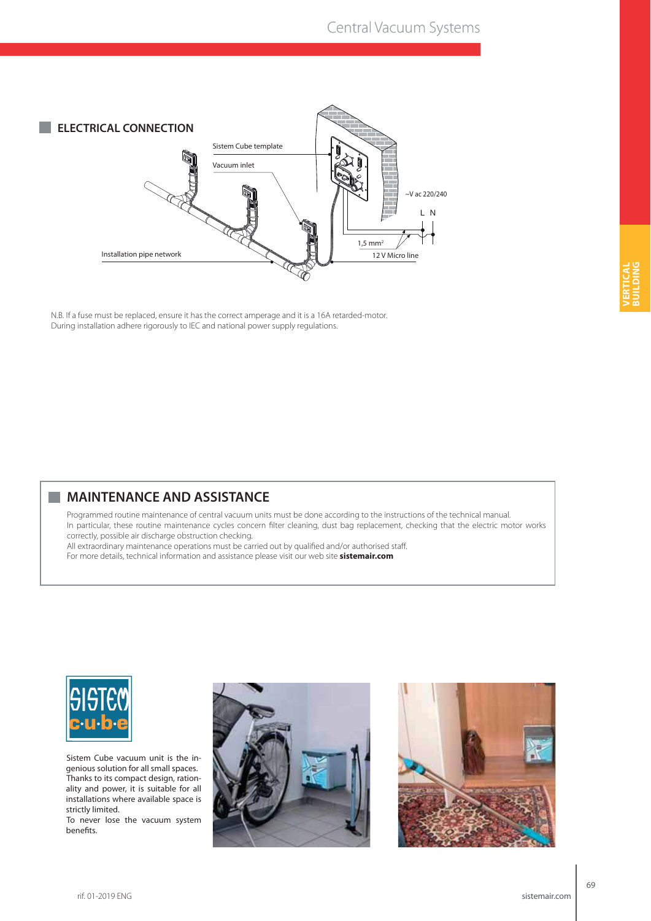## ELECTRICAL CONNECTION

Sistem Cube template

Vacuum inlet

~V ac 220/240

L N

1,5 mm²

12 V Micro line

Installation pipe network

N.B. If a fuse must be replaced, ensure it has the correct amperage and it is a 16A retarded-motor.
During installation adhere rigorously to IEC and national power supply regulations.

## MAINTENANCE AND ASSISTANCE

Programmed routine maintenance of central vacuum units must be done according to the instructions of the technical manual.
In particular, these routine maintenance cycles concern filter cleaning, dust bag replacement, checking that the electric motor works correctly, possible air discharge obstruction checking.
All extraordinary maintenance operations must be carried out by qualified and/or authorised staff.
For more details, technical information and assistance please visit our web site **sistemair.com**

SISTEM c·u·b·e

Sistem Cube vacuum unit is the ingenious solution for all small spaces.
Thanks to its compact design, rationality and power, it is suitable for all installations where available space is strictly limited.
To never lose the vacuum system benefits.

rif. 01-2019 ENG